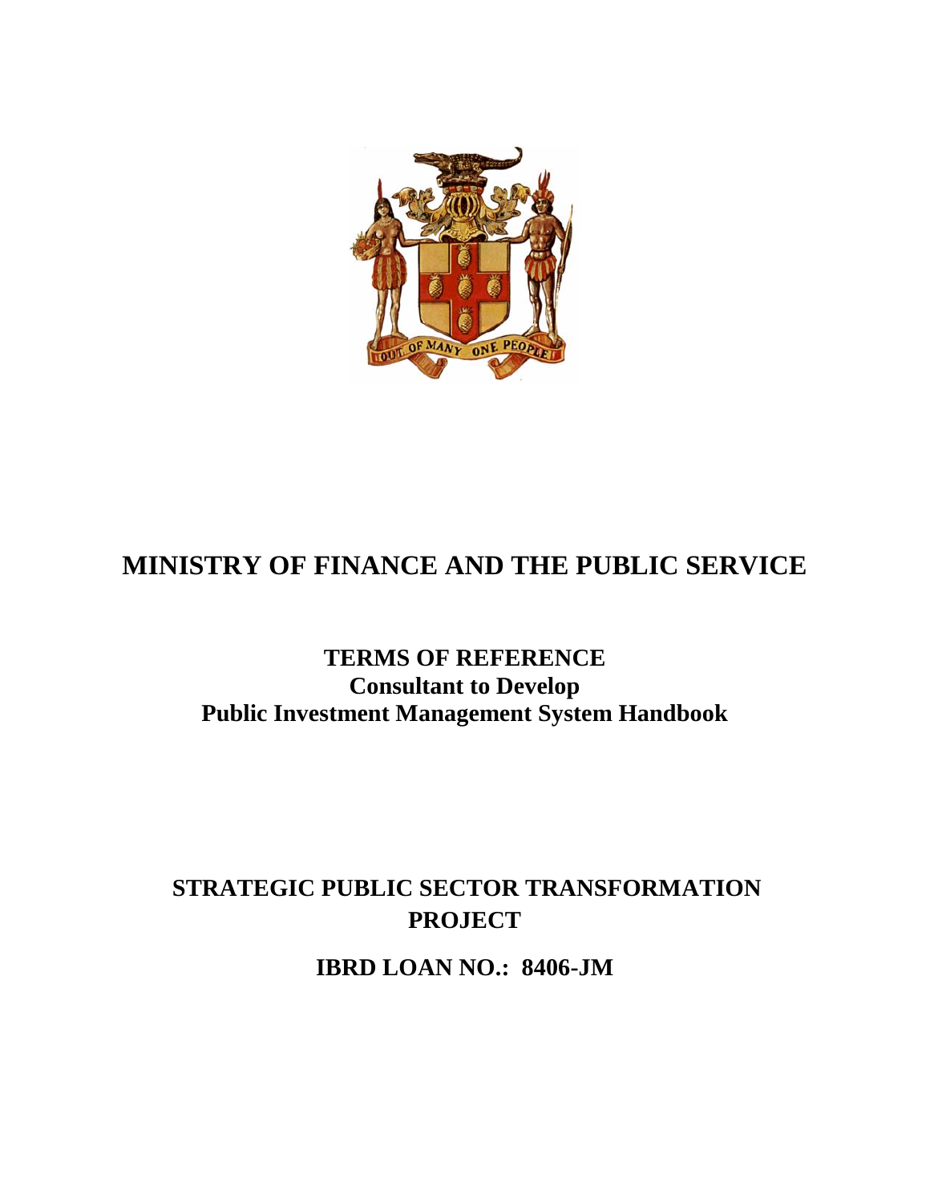# MINISTRY OF FINANCE AND THE PUBLIC SERVICE

## TERMS OF REFERENCE
**Consultant to Develop**
**Public Investment Management System Handbook**

## STRATEGIC PUBLIC SECTOR TRANSFORMATION PROJECT

## IBRD LOAN NO.: 8406-JM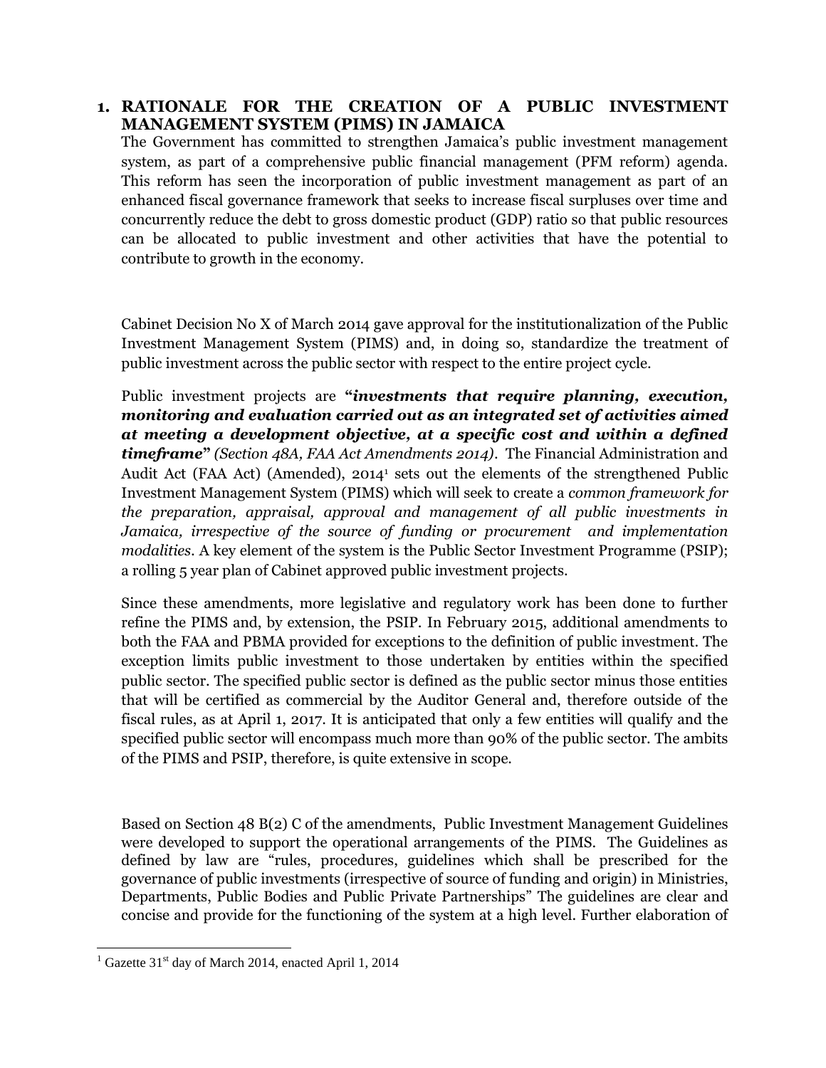## 1. RATIONALE FOR THE CREATION OF A PUBLIC INVESTMENT MANAGEMENT SYSTEM (PIMS) IN JAMAICA

The Government has committed to strengthen Jamaica's public investment management system, as part of a comprehensive public financial management (PFM reform) agenda. This reform has seen the incorporation of public investment management as part of an enhanced fiscal governance framework that seeks to increase fiscal surpluses over time and concurrently reduce the debt to gross domestic product (GDP) ratio so that public resources can be allocated to public investment and other activities that have the potential to contribute to growth in the economy.

Cabinet Decision No X of March 2014 gave approval for the institutionalization of the Public Investment Management System (PIMS) and, in doing so, standardize the treatment of public investment across the public sector with respect to the entire project cycle.

Public investment projects are **"*investments that require planning, execution, monitoring and evaluation carried out as an integrated set of activities aimed at meeting a development objective, at a specific cost and within a defined timeframe*"** *(Section 48A, FAA Act Amendments 2014)*. The Financial Administration and Audit Act (FAA Act) (Amended), 2014[1] sets out the elements of the strengthened Public Investment Management System (PIMS) which will seek to create a *common framework for the preparation, appraisal, approval and management of all public investments in Jamaica, irrespective of the source of funding or procurement and implementation modalities*. A key element of the system is the Public Sector Investment Programme (PSIP); a rolling 5 year plan of Cabinet approved public investment projects.

Since these amendments, more legislative and regulatory work has been done to further refine the PIMS and, by extension, the PSIP. In February 2015, additional amendments to both the FAA and PBMA provided for exceptions to the definition of public investment. The exception limits public investment to those undertaken by entities within the specified public sector. The specified public sector is defined as the public sector minus those entities that will be certified as commercial by the Auditor General and, therefore outside of the fiscal rules, as at April 1, 2017. It is anticipated that only a few entities will qualify and the specified public sector will encompass much more than 90% of the public sector. The ambits of the PIMS and PSIP, therefore, is quite extensive in scope.

Based on Section 48 B(2) C of the amendments, Public Investment Management Guidelines were developed to support the operational arrangements of the PIMS. The Guidelines as defined by law are "rules, procedures, guidelines which shall be prescribed for the governance of public investments (irrespective of source of funding and origin) in Ministries, Departments, Public Bodies and Public Private Partnerships" The guidelines are clear and concise and provide for the functioning of the system at a high level. Further elaboration of

[1] Gazette 31st day of March 2014, enacted April 1, 2014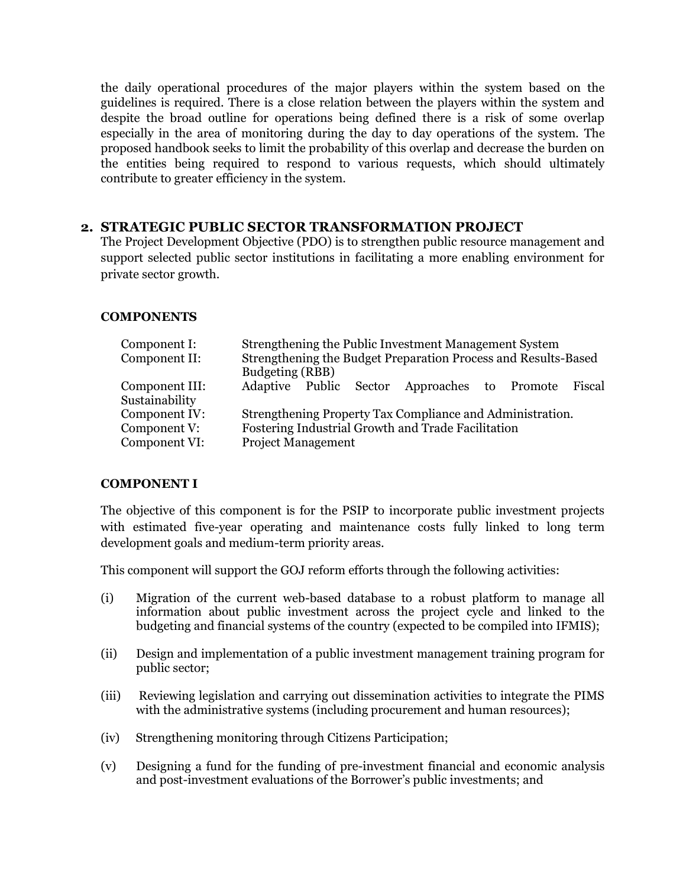the daily operational procedures of the major players within the system based on the guidelines is required. There is a close relation between the players within the system and despite the broad outline for operations being defined there is a risk of some overlap especially in the area of monitoring during the day to day operations of the system. The proposed handbook seeks to limit the probability of this overlap and decrease the burden on the entities being required to respond to various requests, which should ultimately contribute to greater efficiency in the system.

## 2. STRATEGIC PUBLIC SECTOR TRANSFORMATION PROJECT

The Project Development Objective (PDO) is to strengthen public resource management and support selected public sector institutions in facilitating a more enabling environment for private sector growth.

### COMPONENTS

| | |
|---|---|
| Component I: | Strengthening the Public Investment Management System |
| Component II: | Strengthening the Budget Preparation Process and Results-Based Budgeting (RBB) |
| Component III: | Adaptive Public Sector Approaches to Promote Fiscal Sustainability |
| Component IV: | Strengthening Property Tax Compliance and Administration. |
| Component V: | Fostering Industrial Growth and Trade Facilitation |
| Component VI: | Project Management |

### COMPONENT I

The objective of this component is for the PSIP to incorporate public investment projects with estimated five-year operating and maintenance costs fully linked to long term development goals and medium-term priority areas.

This component will support the GOJ reform efforts through the following activities:

(i) Migration of the current web-based database to a robust platform to manage all information about public investment across the project cycle and linked to the budgeting and financial systems of the country (expected to be compiled into IFMIS);

(ii) Design and implementation of a public investment management training program for public sector;

(iii) Reviewing legislation and carrying out dissemination activities to integrate the PIMS with the administrative systems (including procurement and human resources);

(iv) Strengthening monitoring through Citizens Participation;

(v) Designing a fund for the funding of pre-investment financial and economic analysis and post-investment evaluations of the Borrower's public investments; and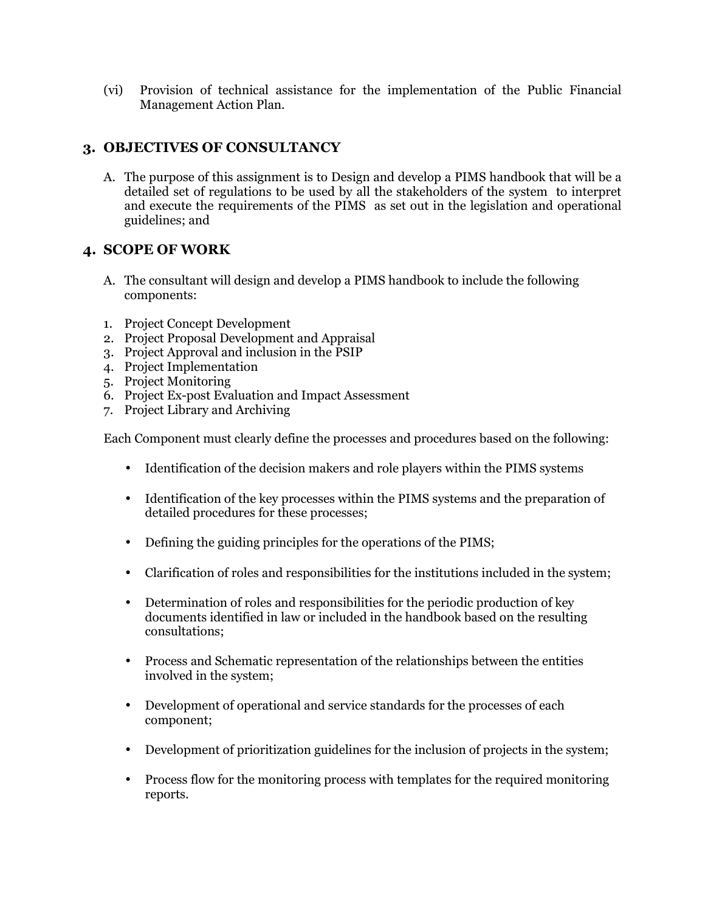(vi) Provision of technical assistance for the implementation of the Public Financial Management Action Plan.

## 3. OBJECTIVES OF CONSULTANCY

A. The purpose of this assignment is to Design and develop a PIMS handbook that will be a detailed set of regulations to be used by all the stakeholders of the system to interpret and execute the requirements of the PIMS as set out in the legislation and operational guidelines; and

## 4. SCOPE OF WORK

A. The consultant will design and develop a PIMS handbook to include the following components:

1. Project Concept Development
2. Project Proposal Development and Appraisal
3. Project Approval and inclusion in the PSIP
4. Project Implementation
5. Project Monitoring
6. Project Ex-post Evaluation and Impact Assessment
7. Project Library and Archiving

Each Component must clearly define the processes and procedures based on the following:

- Identification of the decision makers and role players within the PIMS systems
- Identification of the key processes within the PIMS systems and the preparation of detailed procedures for these processes;
- Defining the guiding principles for the operations of the PIMS;
- Clarification of roles and responsibilities for the institutions included in the system;
- Determination of roles and responsibilities for the periodic production of key documents identified in law or included in the handbook based on the resulting consultations;
- Process and Schematic representation of the relationships between the entities involved in the system;
- Development of operational and service standards for the processes of each component;
- Development of prioritization guidelines for the inclusion of projects in the system;
- Process flow for the monitoring process with templates for the required monitoring reports.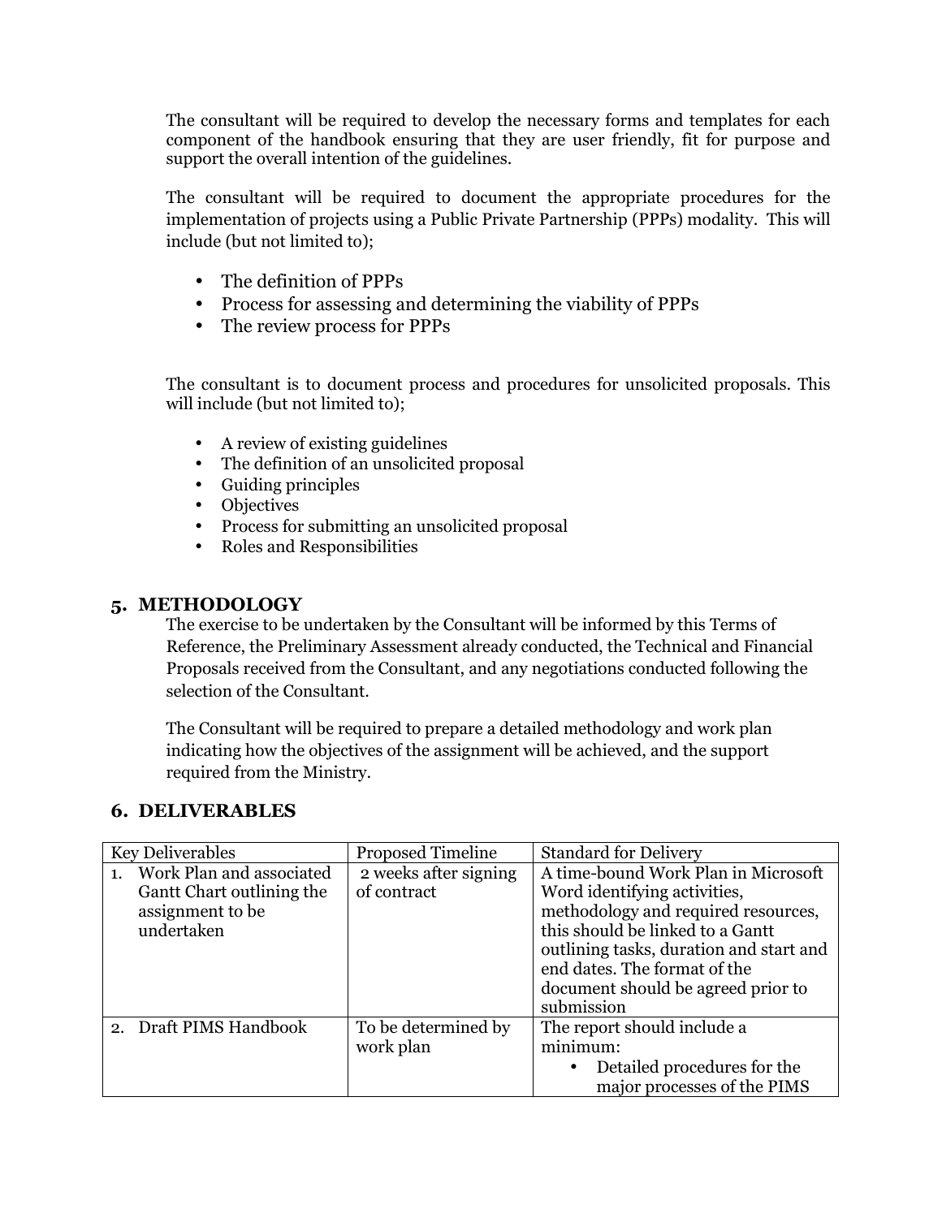The consultant will be required to develop the necessary forms and templates for each component of the handbook ensuring that they are user friendly, fit for purpose and support the overall intention of the guidelines.

The consultant will be required to document the appropriate procedures for the implementation of projects using a Public Private Partnership (PPPs) modality. This will include (but not limited to);

- The definition of PPPs
- Process for assessing and determining the viability of PPPs
- The review process for PPPs

The consultant is to document process and procedures for unsolicited proposals. This will include (but not limited to);

- A review of existing guidelines
- The definition of an unsolicited proposal
- Guiding principles
- Objectives
- Process for submitting an unsolicited proposal
- Roles and Responsibilities

## 5. METHODOLOGY

The exercise to be undertaken by the Consultant will be informed by this Terms of Reference, the Preliminary Assessment already conducted, the Technical and Financial Proposals received from the Consultant, and any negotiations conducted following the selection of the Consultant.

The Consultant will be required to prepare a detailed methodology and work plan indicating how the objectives of the assignment will be achieved, and the support required from the Ministry.

## 6. DELIVERABLES

| Key Deliverables | Proposed Timeline | Standard for Delivery |
|---|---|---|
| 1. Work Plan and associated Gantt Chart outlining the assignment to be undertaken | 2 weeks after signing of contract | A time-bound Work Plan in Microsoft Word identifying activities, methodology and required resources, this should be linked to a Gantt outlining tasks, duration and start and end dates. The format of the document should be agreed prior to submission |
| 2. Draft PIMS Handbook | To be determined by work plan | The report should include a minimum:<br>• Detailed procedures for the major processes of the PIMS |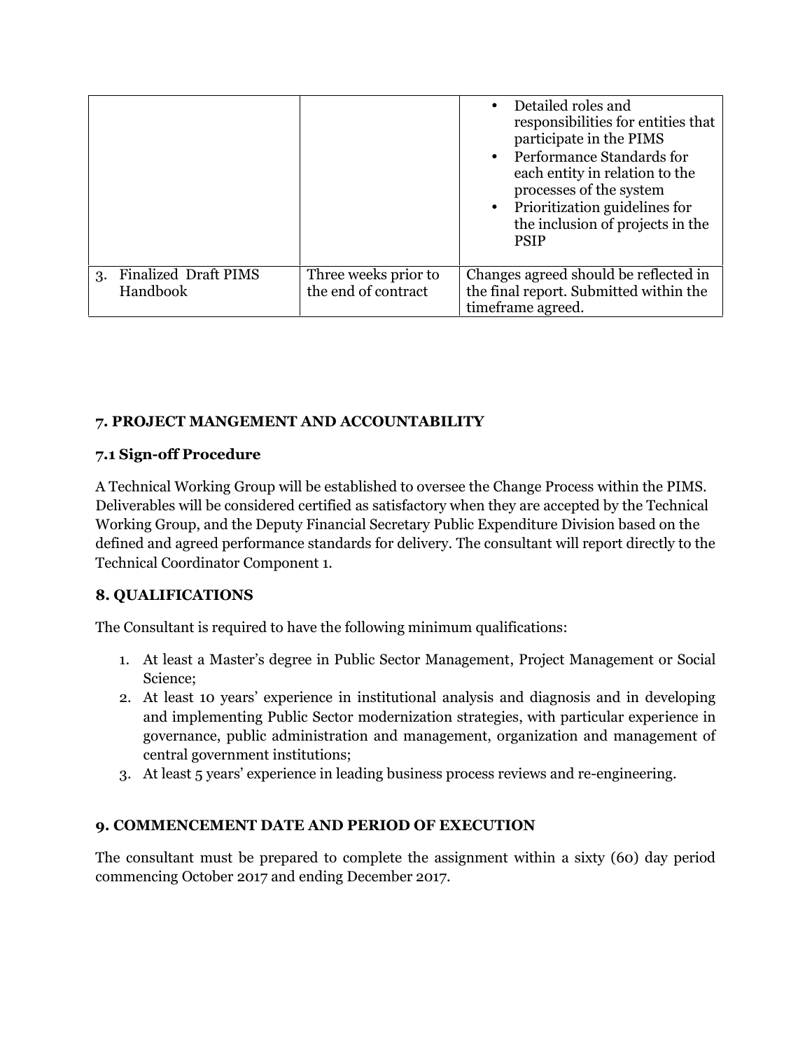| | | |
|---|---|---|
| | | • Detailed roles and responsibilities for entities that participate in the PIMS<br>• Performance Standards for each entity in relation to the processes of the system<br>• Prioritization guidelines for the inclusion of projects in the PSIP |
| 3. Finalized Draft PIMS Handbook | Three weeks prior to the end of contract | Changes agreed should be reflected in the final report. Submitted within the timeframe agreed. |

## 7. PROJECT MANGEMENT AND ACCOUNTABILITY

### 7.1 Sign-off Procedure

A Technical Working Group will be established to oversee the Change Process within the PIMS. Deliverables will be considered certified as satisfactory when they are accepted by the Technical Working Group, and the Deputy Financial Secretary Public Expenditure Division based on the defined and agreed performance standards for delivery. The consultant will report directly to the Technical Coordinator Component 1.

## 8. QUALIFICATIONS

The Consultant is required to have the following minimum qualifications:

1. At least a Master's degree in Public Sector Management, Project Management or Social Science;
2. At least 10 years' experience in institutional analysis and diagnosis and in developing and implementing Public Sector modernization strategies, with particular experience in governance, public administration and management, organization and management of central government institutions;
3. At least 5 years' experience in leading business process reviews and re-engineering.

## 9. COMMENCEMENT DATE AND PERIOD OF EXECUTION

The consultant must be prepared to complete the assignment within a sixty (60) day period commencing October 2017 and ending December 2017.